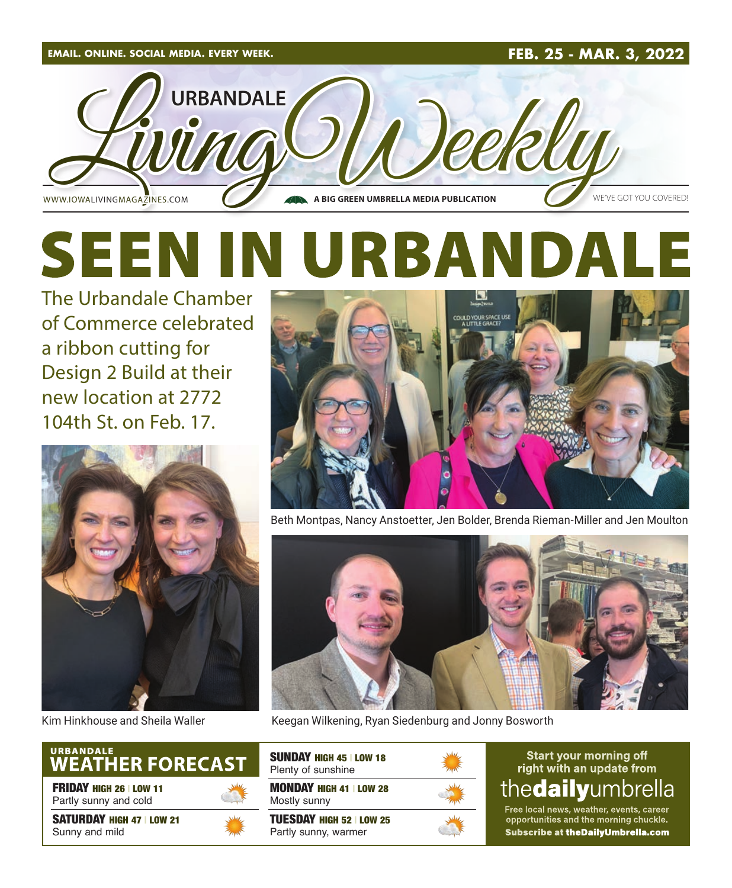EMAIL. ONLINE. SOCIAL MEDIA. EVERY WEEK.

FEB. 25 - MAR. 3, 2022

# URBANDALE Living Weekly

WWW.IOWALIVINGMAGAZINES.COM

A BIG GREEN UMBRELLA MEDIA PUBLICATION

WE'VE GOT YOU COVERED!

# SEEN IN URBANDALE

The Urbandale Chamber of Commerce celebrated a ribbon cutting for Design 2 Build at their new location at 2772 104th St. on Feb. 17.

Beth Montpas, Nancy Anstoetter, Jen Bolder, Brenda Rieman-Miller and Jen Moulton

Kim Hinkhouse and Sheila Waller

Keegan Wilkening, Ryan Siedenburg and Jonny Bosworth

## URBANDALE WEATHER FORECAST

**FRIDAY** HIGH 26 | LOW 11
Partly sunny and cold

**SATURDAY** HIGH 47 | LOW 21
Sunny and mild

**SUNDAY** HIGH 45 | LOW 18
Plenty of sunshine

**MONDAY** HIGH 41 | LOW 28
Mostly sunny

**TUESDAY** HIGH 52 | LOW 25
Partly sunny, warmer

Start your morning off right with an update from

**thedailyumbrella**

Free local news, weather, events, career opportunities and the morning chuckle.

**Subscribe at theDailyUmbrella.com**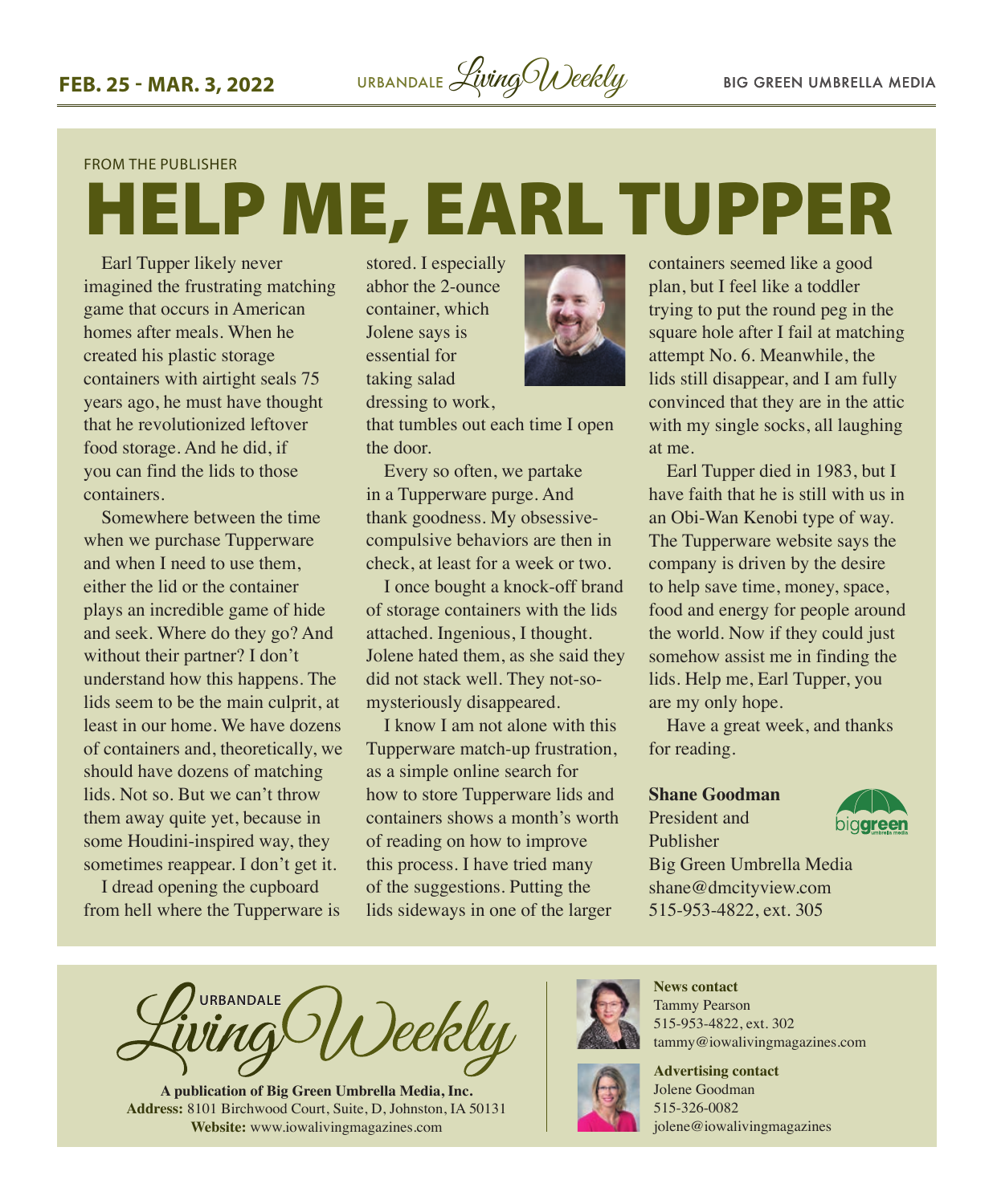FROM THE PUBLISHER

# HELP ME, EARL TUPPER

Earl Tupper likely never imagined the frustrating matching game that occurs in American homes after meals. When he created his plastic storage containers with airtight seals 75 years ago, he must have thought that he revolutionized leftover food storage. And he did, if you can find the lids to those containers.

Somewhere between the time when we purchase Tupperware and when I need to use them, either the lid or the container plays an incredible game of hide and seek. Where do they go? And without their partner? I don't understand how this happens. The lids seem to be the main culprit, at least in our home. We have dozens of containers and, theoretically, we should have dozens of matching lids. Not so. But we can't throw them away quite yet, because in some Houdini-inspired way, they sometimes reappear. I don't get it.

I dread opening the cupboard from hell where the Tupperware is stored. I especially abhor the 2-ounce container, which Jolene says is essential for taking salad dressing to work, that tumbles out each time I open the door.

Every so often, we partake in a Tupperware purge. And thank goodness. My obsessive-compulsive behaviors are then in check, at least for a week or two.

I once bought a knock-off brand of storage containers with the lids attached. Ingenious, I thought. Jolene hated them, as she said they did not stack well. They not-so-mysteriously disappeared.

I know I am not alone with this Tupperware match-up frustration, as a simple online search for how to store Tupperware lids and containers shows a month's worth of reading on how to improve this process. I have tried many of the suggestions. Putting the lids sideways in one of the larger containers seemed like a good plan, but I feel like a toddler trying to put the round peg in the square hole after I fail at matching attempt No. 6. Meanwhile, the lids still disappear, and I am fully convinced that they are in the attic with my single socks, all laughing at me.

Earl Tupper died in 1983, but I have faith that he is still with us in an Obi-Wan Kenobi type of way. The Tupperware website says the company is driven by the desire to help save time, money, space, food and energy for people around the world. Now if they could just somehow assist me in finding the lids. Help me, Earl Tupper, you are my only hope.

Have a great week, and thanks for reading.

**Shane Goodman**
President and Publisher
Big Green Umbrella Media
shane@dmcityview.com
515-953-4822, ext. 305

---

URBANDALE Living Weekly

**A publication of Big Green Umbrella Media, Inc.**
**Address:** 8101 Birchwood Court, Suite, D, Johnston, IA 50131
**Website:** www.iowalivingmagazines.com

**News contact**
Tammy Pearson
515-953-4822, ext. 302
tammy@iowalivingmagazines.com

**Advertising contact**
Jolene Goodman
515-326-0082
jolene@iowalivingmagazines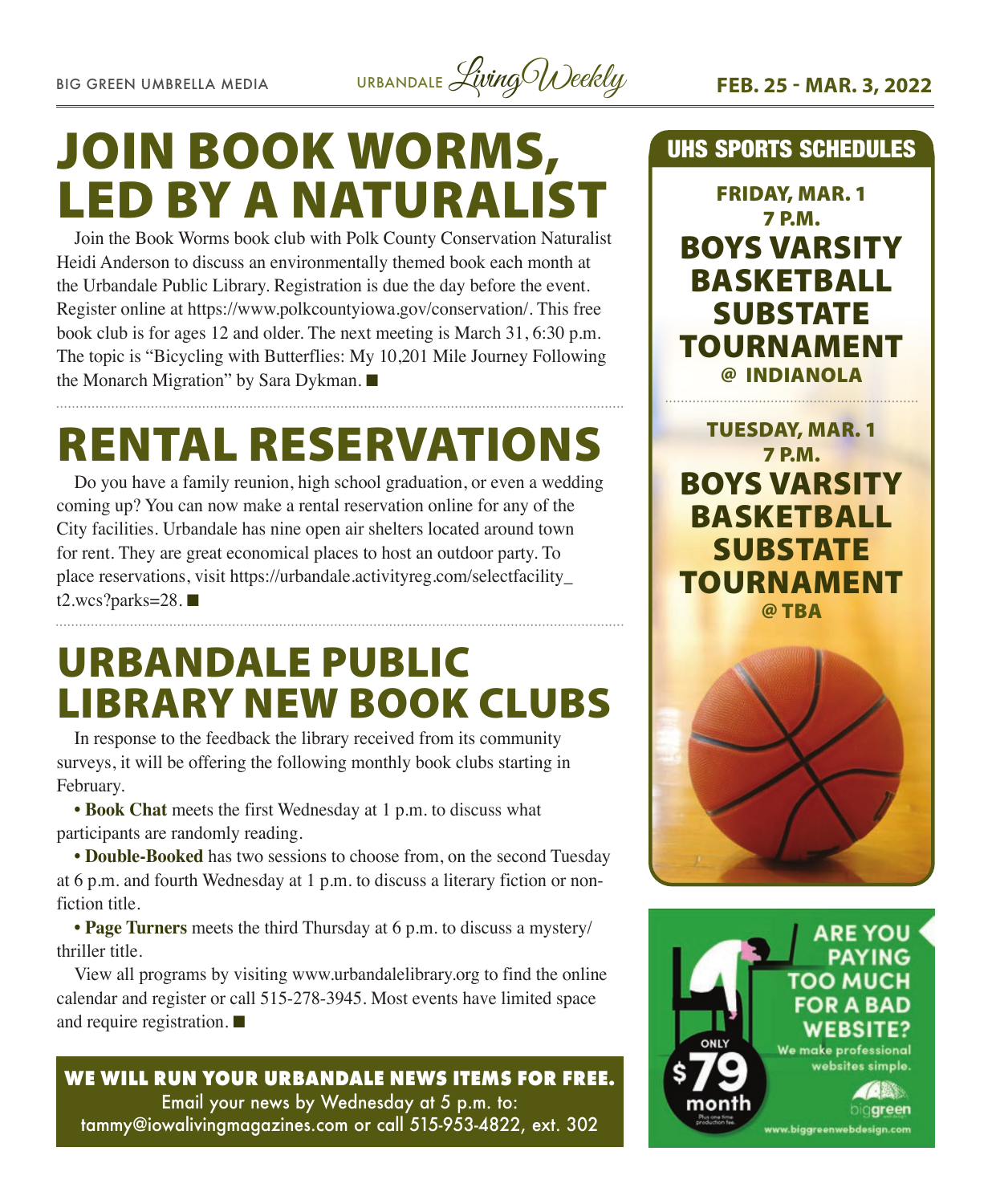# JOIN BOOK WORMS, LED BY A NATURALIST

Join the Book Worms book club with Polk County Conservation Naturalist Heidi Anderson to discuss an environmentally themed book each month at the Urbandale Public Library. Registration is due the day before the event. Register online at https://www.polkcountyiowa.gov/conservation/. This free book club is for ages 12 and older. The next meeting is March 31, 6:30 p.m. The topic is "Bicycling with Butterflies: My 10,201 Mile Journey Following the Monarch Migration" by Sara Dykman. ■

# RENTAL RESERVATIONS

Do you have a family reunion, high school graduation, or even a wedding coming up? You can now make a rental reservation online for any of the City facilities. Urbandale has nine open air shelters located around town for rent. They are great economical places to host an outdoor party. To place reservations, visit https://urbandale.activityreg.com/selectfacility_t2.wcs?parks=28. ■

# URBANDALE PUBLIC LIBRARY NEW BOOK CLUBS

In response to the feedback the library received from its community surveys, it will be offering the following monthly book clubs starting in February.

- **Book Chat** meets the first Wednesday at 1 p.m. to discuss what participants are randomly reading.
- **Double-Booked** has two sessions to choose from, on the second Tuesday at 6 p.m. and fourth Wednesday at 1 p.m. to discuss a literary fiction or non-fiction title.
- **Page Turners** meets the third Thursday at 6 p.m. to discuss a mystery/thriller title.

View all programs by visiting www.urbandalelibrary.org to find the online calendar and register or call 515-278-3945. Most events have limited space and require registration. ■

**WE WILL RUN YOUR URBANDALE NEWS ITEMS FOR FREE.**
Email your news by Wednesday at 5 p.m. to: tammy@iowalivingmagazines.com or call 515-953-4822, ext. 302

## UHS SPORTS SCHEDULES

**FRIDAY, MAR. 1**
**7 P.M.**
**BOYS VARSITY BASKETBALL SUBSTATE TOURNAMENT**
**@ INDIANOLA**

**TUESDAY, MAR. 1**
**7 P.M.**
**BOYS VARSITY BASKETBALL SUBSTATE TOURNAMENT**
**@ TBA**

ARE YOU PAYING TOO MUCH FOR A BAD WEBSITE?
We make professional websites simple.
ONLY $79 month
Plus one time production fee.
biggreen
www.biggreenwebdesign.com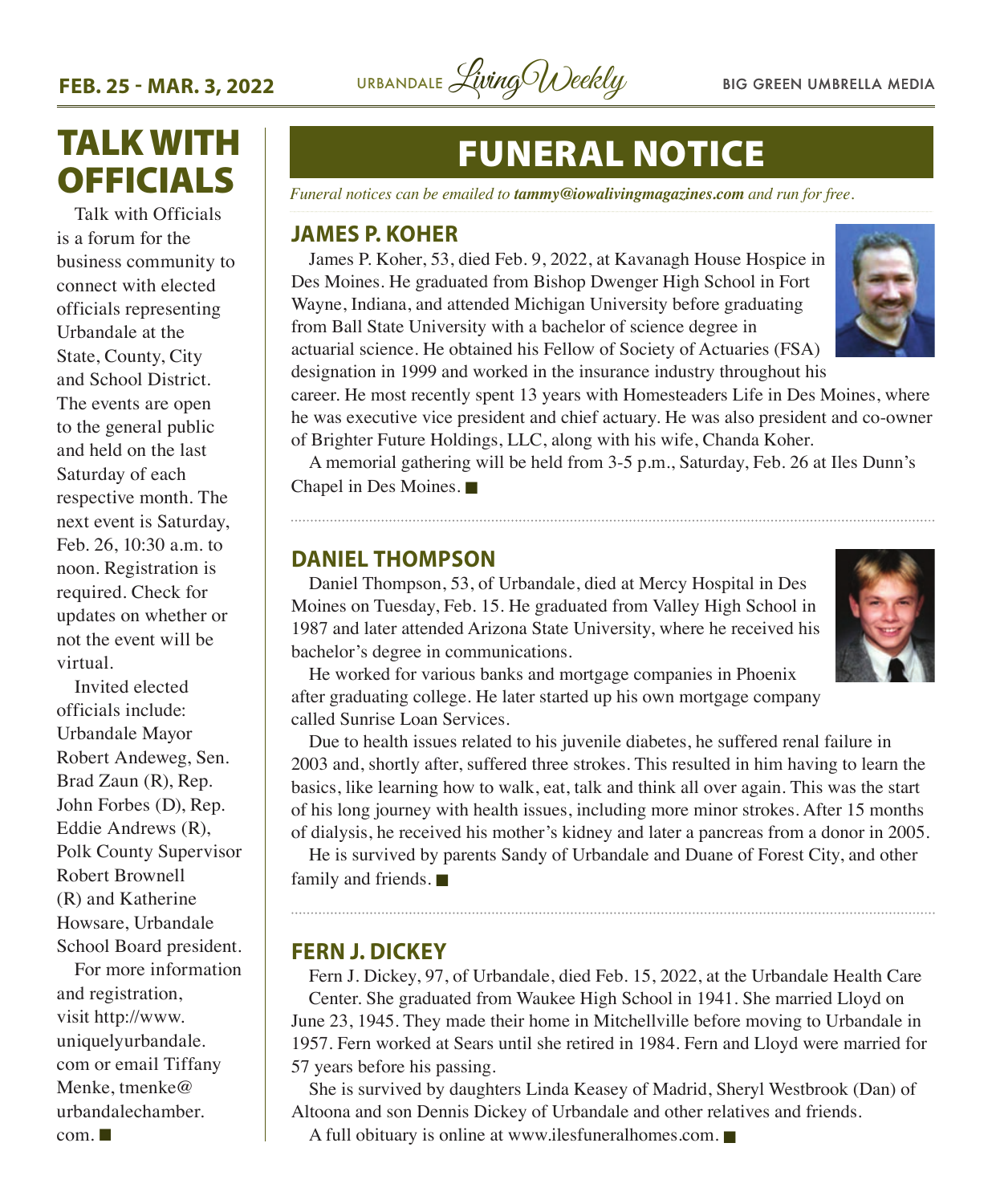# TALK WITH OFFICIALS

Talk with Officials is a forum for the business community to connect with elected officials representing Urbandale at the State, County, City and School District. The events are open to the general public and held on the last Saturday of each respective month. The next event is Saturday, Feb. 26, 10:30 a.m. to noon. Registration is required. Check for updates on whether or not the event will be virtual.

Invited elected officials include: Urbandale Mayor Robert Andeweg, Sen. Brad Zaun (R), Rep. John Forbes (D), Rep. Eddie Andrews (R), Polk County Supervisor Robert Brownell (R) and Katherine Howsare, Urbandale School Board president.

For more information and registration, visit http://www.uniquelyurbandale.com or email Tiffany Menke, tmenke@urbandalechamber.com. ■

# FUNERAL NOTICE

*Funeral notices can be emailed to **tammy@iowalivingmagazines.com** and run for free.*

## JAMES P. KOHER

James P. Koher, 53, died Feb. 9, 2022, at Kavanagh House Hospice in Des Moines. He graduated from Bishop Dwenger High School in Fort Wayne, Indiana, and attended Michigan University before graduating from Ball State University with a bachelor of science degree in actuarial science. He obtained his Fellow of Society of Actuaries (FSA) designation in 1999 and worked in the insurance industry throughout his career. He most recently spent 13 years with Homesteaders Life in Des Moines, where he was executive vice president and chief actuary. He was also president and co-owner of Brighter Future Holdings, LLC, along with his wife, Chanda Koher.

A memorial gathering will be held from 3-5 p.m., Saturday, Feb. 26 at Iles Dunn's Chapel in Des Moines. ■

## DANIEL THOMPSON

Daniel Thompson, 53, of Urbandale, died at Mercy Hospital in Des Moines on Tuesday, Feb. 15. He graduated from Valley High School in 1987 and later attended Arizona State University, where he received his bachelor's degree in communications.

He worked for various banks and mortgage companies in Phoenix after graduating college. He later started up his own mortgage company called Sunrise Loan Services.

Due to health issues related to his juvenile diabetes, he suffered renal failure in 2003 and, shortly after, suffered three strokes. This resulted in him having to learn the basics, like learning how to walk, eat, talk and think all over again. This was the start of his long journey with health issues, including more minor strokes. After 15 months of dialysis, he received his mother's kidney and later a pancreas from a donor in 2005.

He is survived by parents Sandy of Urbandale and Duane of Forest City, and other family and friends. ■

## FERN J. DICKEY

Fern J. Dickey, 97, of Urbandale, died Feb. 15, 2022, at the Urbandale Health Care Center. She graduated from Waukee High School in 1941. She married Lloyd on June 23, 1945. They made their home in Mitchellville before moving to Urbandale in 1957. Fern worked at Sears until she retired in 1984. Fern and Lloyd were married for 57 years before his passing.

She is survived by daughters Linda Keasey of Madrid, Sheryl Westbrook (Dan) of Altoona and son Dennis Dickey of Urbandale and other relatives and friends.

A full obituary is online at www.ilesfuneralhomes.com. ■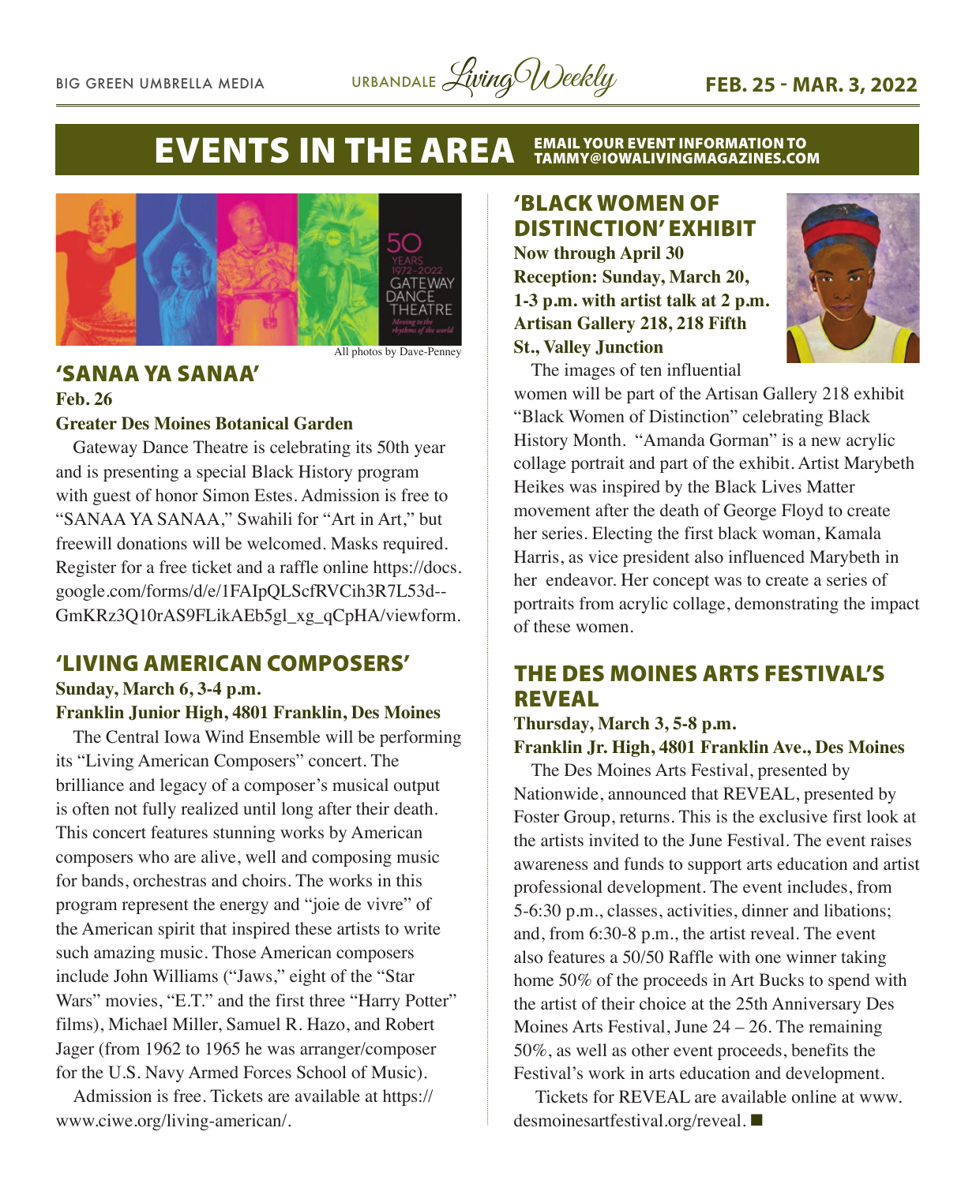# EVENTS IN THE AREA

EMAIL YOUR EVENT INFORMATION TO TAMMY@IOWALIVINGMAGAZINES.COM

All photos by Dave-Penney

## 'SANAA YA SANAA'

**Feb. 26**

**Greater Des Moines Botanical Garden**

Gateway Dance Theatre is celebrating its 50th year and is presenting a special Black History program with guest of honor Simon Estes. Admission is free to "SANAA YA SANAA," Swahili for "Art in Art," but freewill donations will be welcomed. Masks required. Register for a free ticket and a raffle online https://docs.google.com/forms/d/e/1FAIpQLScfRVCih3R7L53d--GmKRz3Q10rAS9FLikAEb5gl_xg_qCpHA/viewform.

## 'LIVING AMERICAN COMPOSERS'

**Sunday, March 6, 3-4 p.m.**

**Franklin Junior High, 4801 Franklin, Des Moines**

The Central Iowa Wind Ensemble will be performing its "Living American Composers" concert. The brilliance and legacy of a composer's musical output is often not fully realized until long after their death. This concert features stunning works by American composers who are alive, well and composing music for bands, orchestras and choirs. The works in this program represent the energy and "joie de vivre" of the American spirit that inspired these artists to write such amazing music. Those American composers include John Williams ("Jaws," eight of the "Star Wars" movies, "E.T." and the first three "Harry Potter" films), Michael Miller, Samuel R. Hazo, and Robert Jager (from 1962 to 1965 he was arranger/composer for the U.S. Navy Armed Forces School of Music).

Admission is free. Tickets are available at https://www.ciwe.org/living-american/.

## 'BLACK WOMEN OF DISTINCTION' EXHIBIT

**Now through April 30**

**Reception: Sunday, March 20, 1-3 p.m. with artist talk at 2 p.m.**

**Artisan Gallery 218, 218 Fifth St., Valley Junction**

The images of ten influential women will be part of the Artisan Gallery 218 exhibit "Black Women of Distinction" celebrating Black History Month. "Amanda Gorman" is a new acrylic collage portrait and part of the exhibit. Artist Marybeth Heikes was inspired by the Black Lives Matter movement after the death of George Floyd to create her series. Electing the first black woman, Kamala Harris, as vice president also influenced Marybeth in her endeavor. Her concept was to create a series of portraits from acrylic collage, demonstrating the impact of these women.

## THE DES MOINES ARTS FESTIVAL'S REVEAL

**Thursday, March 3, 5-8 p.m.**

**Franklin Jr. High, 4801 Franklin Ave., Des Moines**

The Des Moines Arts Festival, presented by Nationwide, announced that REVEAL, presented by Foster Group, returns. This is the exclusive first look at the artists invited to the June Festival. The event raises awareness and funds to support arts education and artist professional development. The event includes, from 5-6:30 p.m., classes, activities, dinner and libations; and, from 6:30-8 p.m., the artist reveal. The event also features a 50/50 Raffle with one winner taking home 50% of the proceeds in Art Bucks to spend with the artist of their choice at the 25th Anniversary Des Moines Arts Festival, June 24 – 26. The remaining 50%, as well as other event proceeds, benefits the Festival's work in arts education and development.

Tickets for REVEAL are available online at www.desmoinesartfestival.org/reveal. ■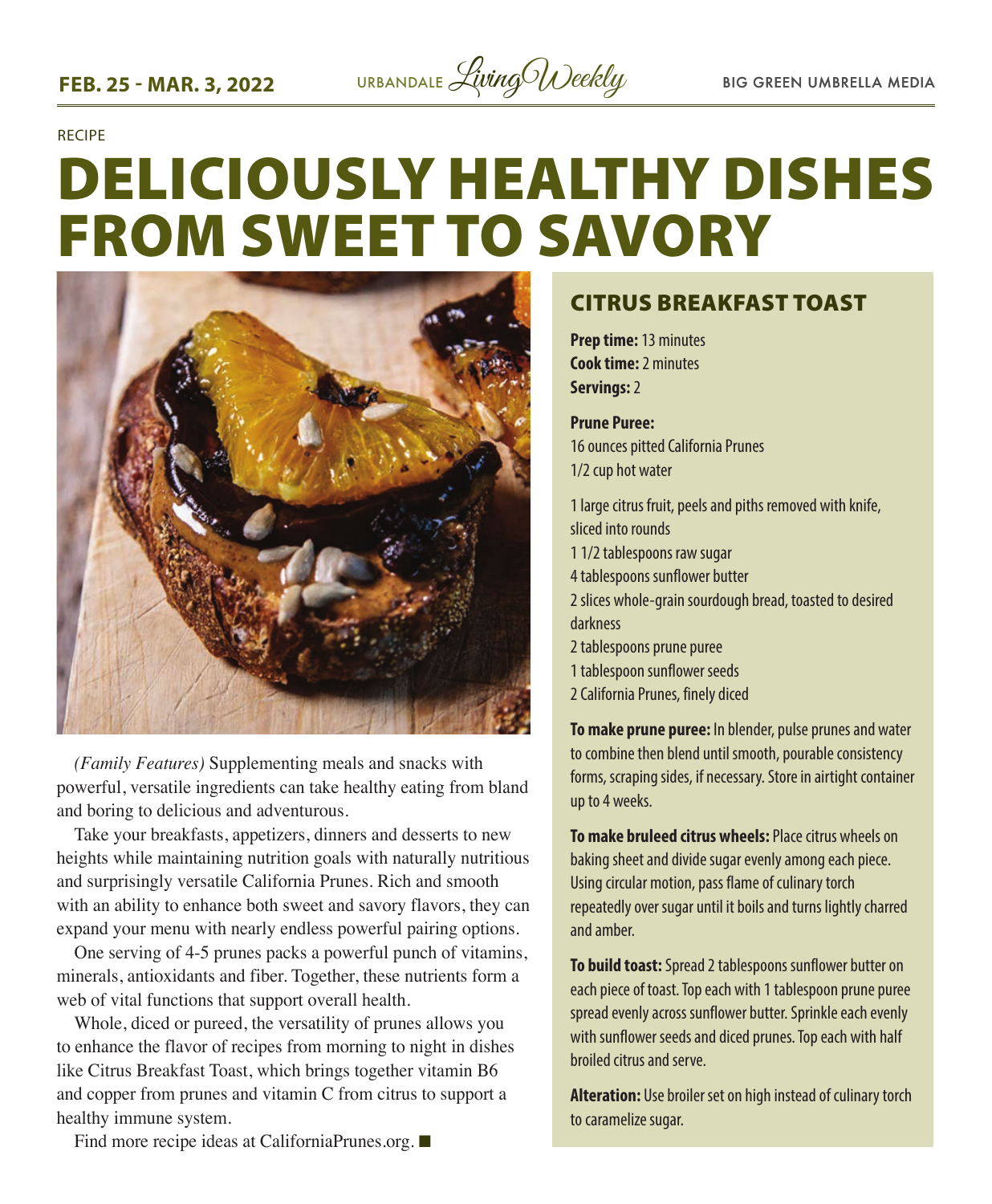RECIPE

# DELICIOUSLY HEALTHY DISHES FROM SWEET TO SAVORY

*(Family Features)* Supplementing meals and snacks with powerful, versatile ingredients can take healthy eating from bland and boring to delicious and adventurous.

Take your breakfasts, appetizers, dinners and desserts to new heights while maintaining nutrition goals with naturally nutritious and surprisingly versatile California Prunes. Rich and smooth with an ability to enhance both sweet and savory flavors, they can expand your menu with nearly endless powerful pairing options.

One serving of 4-5 prunes packs a powerful punch of vitamins, minerals, antioxidants and fiber. Together, these nutrients form a web of vital functions that support overall health.

Whole, diced or pureed, the versatility of prunes allows you to enhance the flavor of recipes from morning to night in dishes like Citrus Breakfast Toast, which brings together vitamin B6 and copper from prunes and vitamin C from citrus to support a healthy immune system.

Find more recipe ideas at CaliforniaPrunes.org. ■

## CITRUS BREAKFAST TOAST

**Prep time:** 13 minutes
**Cook time:** 2 minutes
**Servings:** 2

**Prune Puree:**
16 ounces pitted California Prunes
1/2 cup hot water

1 large citrus fruit, peels and piths removed with knife, sliced into rounds
1 1/2 tablespoons raw sugar
4 tablespoons sunflower butter
2 slices whole-grain sourdough bread, toasted to desired darkness
2 tablespoons prune puree
1 tablespoon sunflower seeds
2 California Prunes, finely diced

**To make prune puree:** In blender, pulse prunes and water to combine then blend until smooth, pourable consistency forms, scraping sides, if necessary. Store in airtight container up to 4 weeks.

**To make bruleed citrus wheels:** Place citrus wheels on baking sheet and divide sugar evenly among each piece. Using circular motion, pass flame of culinary torch repeatedly over sugar until it boils and turns lightly charred and amber.

**To build toast:** Spread 2 tablespoons sunflower butter on each piece of toast. Top each with 1 tablespoon prune puree spread evenly across sunflower butter. Sprinkle each evenly with sunflower seeds and diced prunes. Top each with half broiled citrus and serve.

**Alteration:** Use broiler set on high instead of culinary torch to caramelize sugar.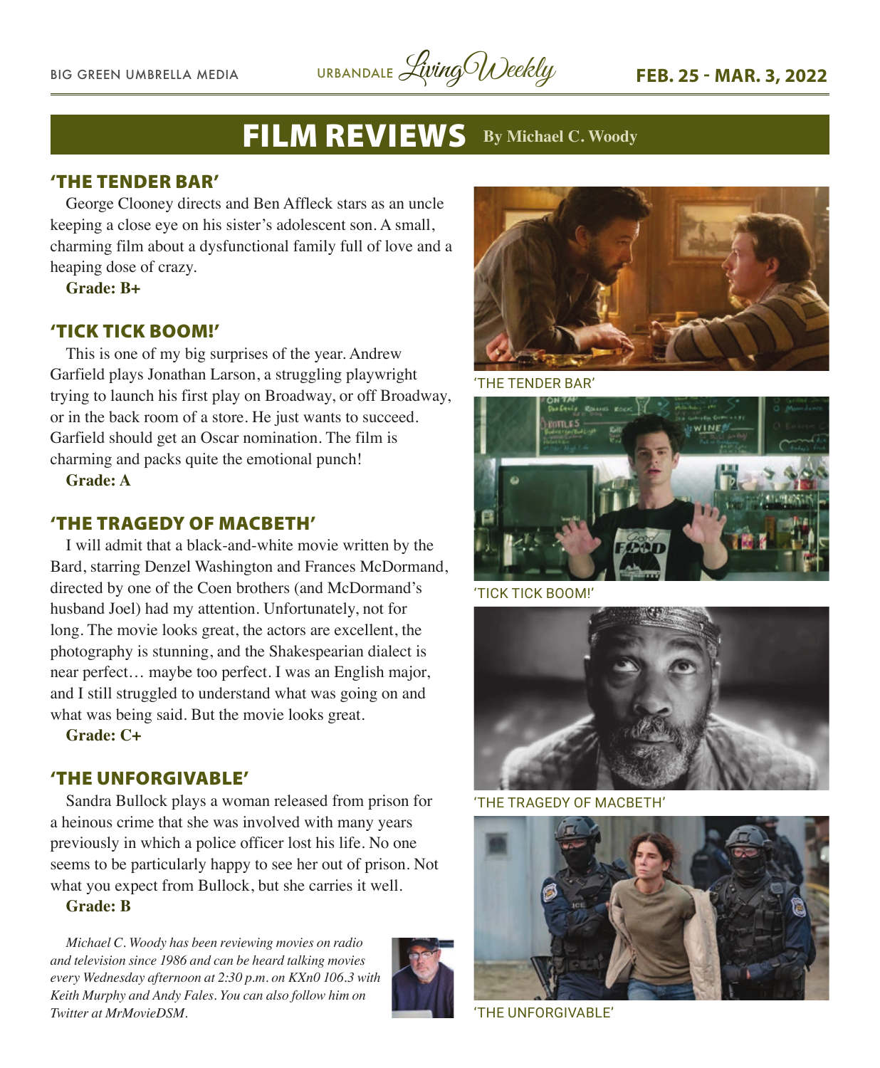# FILM REVIEWS By Michael C. Woody

## 'THE TENDER BAR'

George Clooney directs and Ben Affleck stars as an uncle keeping a close eye on his sister's adolescent son. A small, charming film about a dysfunctional family full of love and a heaping dose of crazy.

**Grade: B+**

## 'TICK TICK BOOM!'

This is one of my big surprises of the year. Andrew Garfield plays Jonathan Larson, a struggling playwright trying to launch his first play on Broadway, or off Broadway, or in the back room of a store. He just wants to succeed. Garfield should get an Oscar nomination. The film is charming and packs quite the emotional punch!

**Grade: A**

## 'THE TRAGEDY OF MACBETH'

I will admit that a black-and-white movie written by the Bard, starring Denzel Washington and Frances McDormand, directed by one of the Coen brothers (and McDormand's husband Joel) had my attention. Unfortunately, not for long. The movie looks great, the actors are excellent, the photography is stunning, and the Shakespearian dialect is near perfect… maybe too perfect. I was an English major, and I still struggled to understand what was going on and what was being said. But the movie looks great.

**Grade: C+**

## 'THE UNFORGIVABLE'

Sandra Bullock plays a woman released from prison for a heinous crime that she was involved with many years previously in which a police officer lost his life. No one seems to be particularly happy to see her out of prison. Not what you expect from Bullock, but she carries it well.

**Grade: B**

*Michael C. Woody has been reviewing movies on radio and television since 1986 and can be heard talking movies every Wednesday afternoon at 2:30 p.m. on KXn0 106.3 with Keith Murphy and Andy Fales. You can also follow him on Twitter at MrMovieDSM.*

'THE TENDER BAR'

'TICK TICK BOOM!'

'THE TRAGEDY OF MACBETH'

'THE UNFORGIVABLE'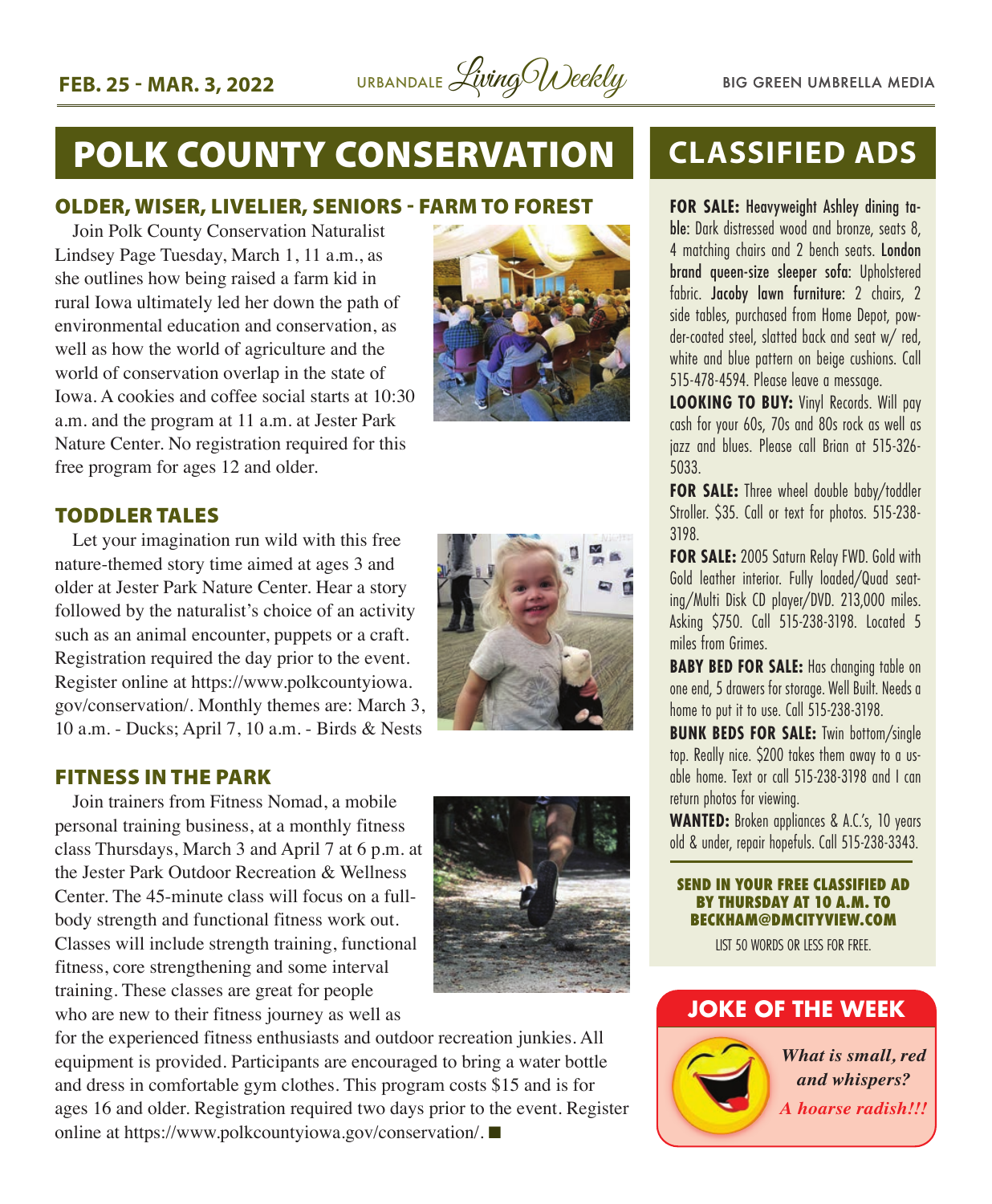# POLK COUNTY CONSERVATION

## OLDER, WISER, LIVELIER, SENIORS - FARM TO FOREST

Join Polk County Conservation Naturalist Lindsey Page Tuesday, March 1, 11 a.m., as she outlines how being raised a farm kid in rural Iowa ultimately led her down the path of environmental education and conservation, as well as how the world of agriculture and the world of conservation overlap in the state of Iowa. A cookies and coffee social starts at 10:30 a.m. and the program at 11 a.m. at Jester Park Nature Center. No registration required for this free program for ages 12 and older.

## TODDLER TALES

Let your imagination run wild with this free nature-themed story time aimed at ages 3 and older at Jester Park Nature Center. Hear a story followed by the naturalist's choice of an activity such as an animal encounter, puppets or a craft. Registration required the day prior to the event. Register online at https://www.polkcountyiowa.gov/conservation/. Monthly themes are: March 3, 10 a.m. - Ducks; April 7, 10 a.m. - Birds & Nests

## FITNESS IN THE PARK

Join trainers from Fitness Nomad, a mobile personal training business, at a monthly fitness class Thursdays, March 3 and April 7 at 6 p.m. at the Jester Park Outdoor Recreation & Wellness Center. The 45-minute class will focus on a full-body strength and functional fitness work out. Classes will include strength training, functional fitness, core strengthening and some interval training. These classes are great for people who are new to their fitness journey as well as for the experienced fitness enthusiasts and outdoor recreation junkies. All equipment is provided. Participants are encouraged to bring a water bottle and dress in comfortable gym clothes. This program costs $15 and is for ages 16 and older. Registration required two days prior to the event. Register online at https://www.polkcountyiowa.gov/conservation/. ■

# CLASSIFIED ADS

**FOR SALE:** Heavyweight Ashley dining table: Dark distressed wood and bronze, seats 8, 4 matching chairs and 2 bench seats. London brand queen-size sleeper sofa: Upholstered fabric. Jacoby lawn furniture: 2 chairs, 2 side tables, purchased from Home Depot, powder-coated steel, slatted back and seat w/ red, white and blue pattern on beige cushions. Call 515-478-4594. Please leave a message.

**LOOKING TO BUY:** Vinyl Records. Will pay cash for your 60s, 70s and 80s rock as well as jazz and blues. Please call Brian at 515-326-5033.

**FOR SALE:** Three wheel double baby/toddler Stroller. $35. Call or text for photos. 515-238-3198.

**FOR SALE:** 2005 Saturn Relay FWD. Gold with Gold leather interior. Fully loaded/Quad seating/Multi Disk CD player/DVD. 213,000 miles. Asking $750. Call 515-238-3198. Located 5 miles from Grimes.

**BABY BED FOR SALE:** Has changing table on one end, 5 drawers for storage. Well Built. Needs a home to put it to use. Call 515-238-3198.

**BUNK BEDS FOR SALE:** Twin bottom/single top. Really nice. $200 takes them away to a usable home. Text or call 515-238-3198 and I can return photos for viewing.

**WANTED:** Broken appliances & A.C.'s, 10 years old & under, repair hopefuls. Call 515-238-3343.

**SEND IN YOUR FREE CLASSIFIED AD BY THURSDAY AT 10 A.M. TO BECKHAM@DMCITYVIEW.COM**

LIST 50 WORDS OR LESS FOR FREE.

## JOKE OF THE WEEK

***What is small, red and whispers?***

***A hoarse radish!!!***